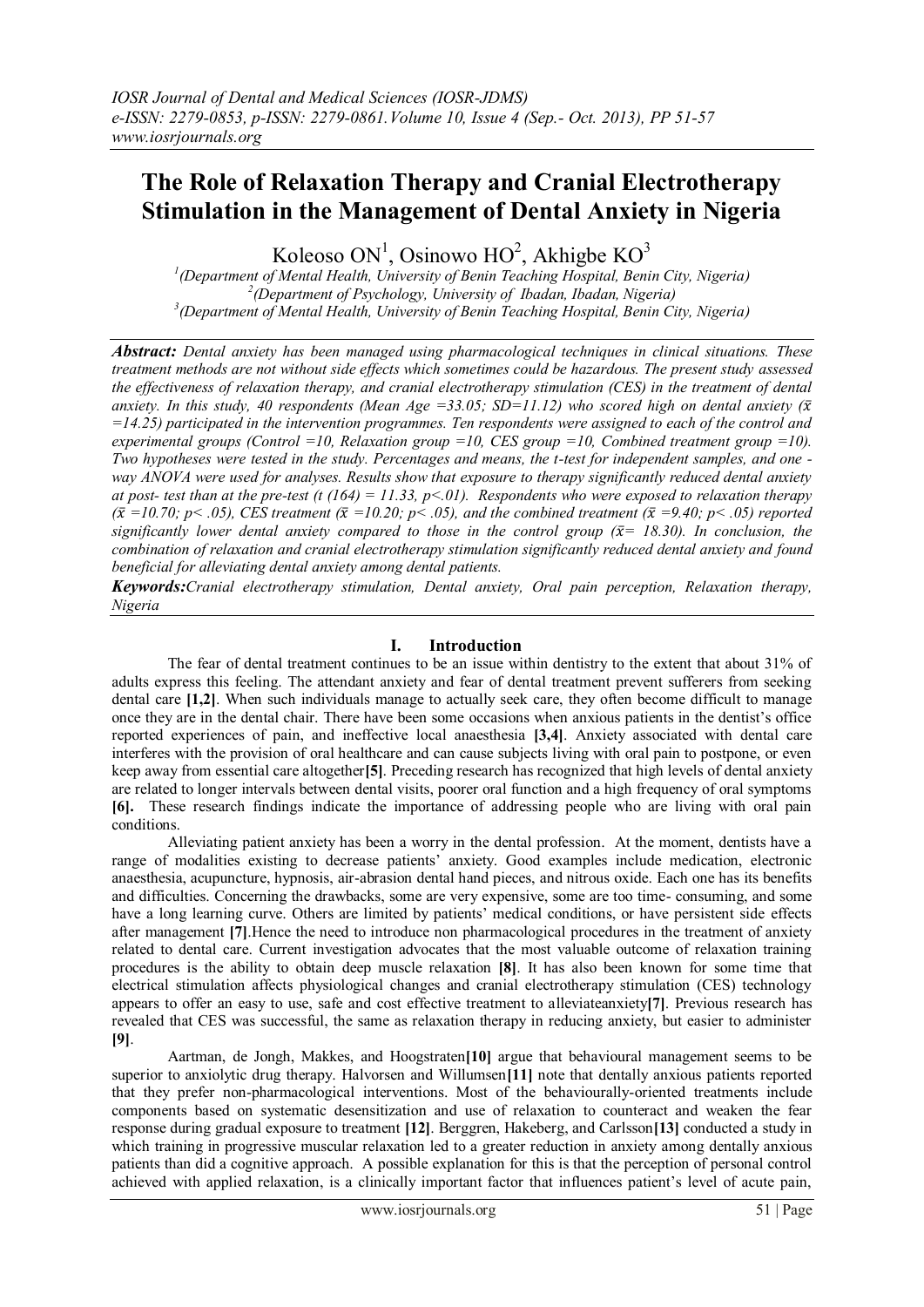# The Role of Relaxation Therapy and Cranial Electrotherapy Stimulation in the Management of Dental Anxiety in Nigeria

Koleoso ON[1], Osinowo HO[2], Akhigbe KO[3]

[1](Department of Mental Health, University of Benin Teaching Hospital, Benin City, Nigeria)
[2](Department of Psychology, University of Ibadan, Ibadan, Nigeria)
[3](Department of Mental Health, University of Benin Teaching Hospital, Benin City, Nigeria)

***Abstract:*** *Dental anxiety has been managed using pharmacological techniques in clinical situations. These treatment methods are not without side effects which sometimes could be hazardous. The present study assessed the effectiveness of relaxation therapy, and cranial electrotherapy stimulation (CES) in the treatment of dental anxiety. In this study, 40 respondents (Mean Age =33.05; SD=11.12) who scored high on dental anxiety ($\bar{x}$ =14.25) participated in the intervention programmes. Ten respondents were assigned to each of the control and experimental groups (Control =10, Relaxation group =10, CES group =10, Combined treatment group =10). Two hypotheses were tested in the study. Percentages and means, the t-test for independent samples, and one - way ANOVA were used for analyses. Results show that exposure to therapy significantly reduced dental anxiety at post- test than at the pre-test (t (164) = 11.33, p<.01). Respondents who were exposed to relaxation therapy ($\bar{x}$ =10.70; p< .05), CES treatment ($\bar{x}$ =10.20; p< .05), and the combined treatment ($\bar{x}$ =9.40; p< .05) reported significantly lower dental anxiety compared to those in the control group ($\bar{x}$= 18.30). In conclusion, the combination of relaxation and cranial electrotherapy stimulation significantly reduced dental anxiety and found beneficial for alleviating dental anxiety among dental patients.*

***Keywords:*** *Cranial electrotherapy stimulation, Dental anxiety, Oral pain perception, Relaxation therapy, Nigeria*

## I. Introduction

The fear of dental treatment continues to be an issue within dentistry to the extent that about 31% of adults express this feeling. The attendant anxiety and fear of dental treatment prevent sufferers from seeking dental care **[1,2]**. When such individuals manage to actually seek care, they often become difficult to manage once they are in the dental chair. There have been some occasions when anxious patients in the dentist's office reported experiences of pain, and ineffective local anaesthesia **[3,4]**. Anxiety associated with dental care interferes with the provision of oral healthcare and can cause subjects living with oral pain to postpone, or even keep away from essential care altogether**[5]**. Preceding research has recognized that high levels of dental anxiety are related to longer intervals between dental visits, poorer oral function and a high frequency of oral symptoms **[6]**. These research findings indicate the importance of addressing people who are living with oral pain conditions.

Alleviating patient anxiety has been a worry in the dental profession. At the moment, dentists have a range of modalities existing to decrease patients' anxiety. Good examples include medication, electronic anaesthesia, acupuncture, hypnosis, air-abrasion dental hand pieces, and nitrous oxide. Each one has its benefits and difficulties. Concerning the drawbacks, some are very expensive, some are too time- consuming, and some have a long learning curve. Others are limited by patients' medical conditions, or have persistent side effects after management **[7]**.Hence the need to introduce non pharmacological procedures in the treatment of anxiety related to dental care. Current investigation advocates that the most valuable outcome of relaxation training procedures is the ability to obtain deep muscle relaxation **[8]**. It has also been known for some time that electrical stimulation affects physiological changes and cranial electrotherapy stimulation (CES) technology appears to offer an easy to use, safe and cost effective treatment to alleviateanxiety**[7]**. Previous research has revealed that CES was successful, the same as relaxation therapy in reducing anxiety, but easier to administer **[9]**.

Aartman, de Jongh, Makkes, and Hoogstraten**[10]** argue that behavioural management seems to be superior to anxiolytic drug therapy. Halvorsen and Willumsen**[11]** note that dentally anxious patients reported that they prefer non-pharmacological interventions. Most of the behaviourally-oriented treatments include components based on systematic desensitization and use of relaxation to counteract and weaken the fear response during gradual exposure to treatment **[12]**. Berggren, Hakeberg, and Carlsson**[13]** conducted a study in which training in progressive muscular relaxation led to a greater reduction in anxiety among dentally anxious patients than did a cognitive approach. A possible explanation for this is that the perception of personal control achieved with applied relaxation, is a clinically important factor that influences patient's level of acute pain,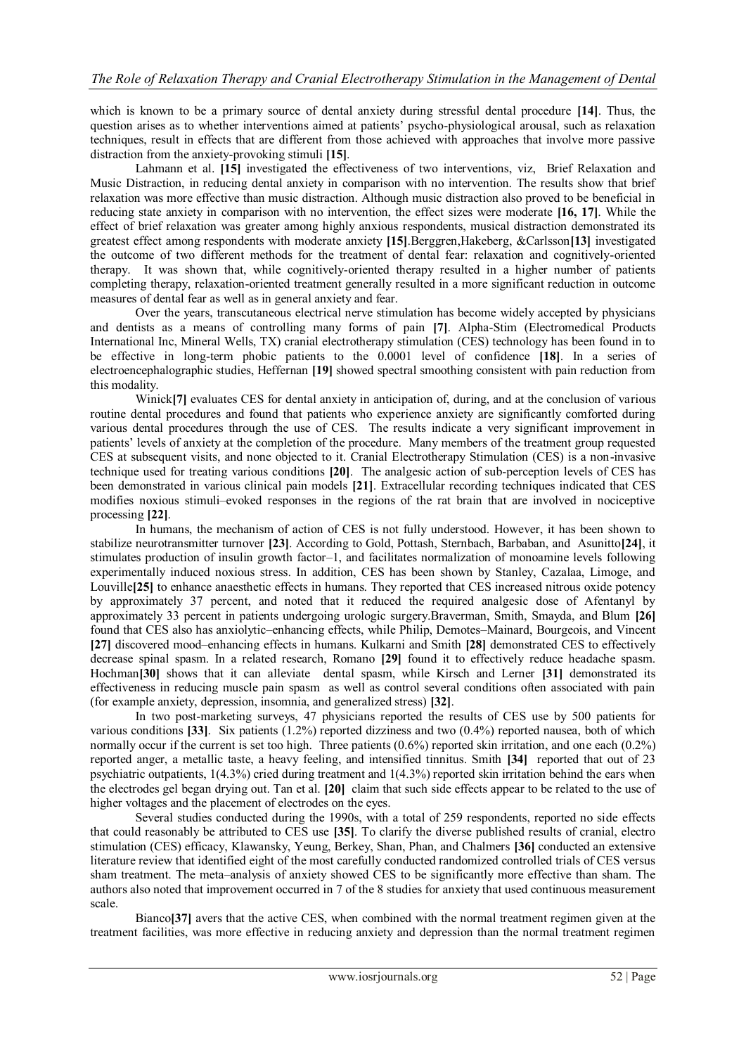which is known to be a primary source of dental anxiety during stressful dental procedure **[14]**. Thus, the question arises as to whether interventions aimed at patients' psycho-physiological arousal, such as relaxation techniques, result in effects that are different from those achieved with approaches that involve more passive distraction from the anxiety-provoking stimuli **[15]**.

Lahmann et al. **[15]** investigated the effectiveness of two interventions, viz, Brief Relaxation and Music Distraction, in reducing dental anxiety in comparison with no intervention. The results show that brief relaxation was more effective than music distraction. Although music distraction also proved to be beneficial in reducing state anxiety in comparison with no intervention, the effect sizes were moderate **[16, 17]**. While the effect of brief relaxation was greater among highly anxious respondents, musical distraction demonstrated its greatest effect among respondents with moderate anxiety **[15]**.Berggren,Hakeberg, &Carlsson**[13]** investigated the outcome of two different methods for the treatment of dental fear: relaxation and cognitively-oriented therapy. It was shown that, while cognitively-oriented therapy resulted in a higher number of patients completing therapy, relaxation-oriented treatment generally resulted in a more significant reduction in outcome measures of dental fear as well as in general anxiety and fear.

Over the years, transcutaneous electrical nerve stimulation has become widely accepted by physicians and dentists as a means of controlling many forms of pain **[7]**. Alpha-Stim (Electromedical Products International Inc, Mineral Wells, TX) cranial electrotherapy stimulation (CES) technology has been found in to be effective in long-term phobic patients to the 0.0001 level of confidence **[18]**. In a series of electroencephalographic studies, Heffernan **[19]** showed spectral smoothing consistent with pain reduction from this modality.

Winick**[7]** evaluates CES for dental anxiety in anticipation of, during, and at the conclusion of various routine dental procedures and found that patients who experience anxiety are significantly comforted during various dental procedures through the use of CES. The results indicate a very significant improvement in patients' levels of anxiety at the completion of the procedure. Many members of the treatment group requested CES at subsequent visits, and none objected to it. Cranial Electrotherapy Stimulation (CES) is a non-invasive technique used for treating various conditions **[20]**. The analgesic action of sub-perception levels of CES has been demonstrated in various clinical pain models **[21]**. Extracellular recording techniques indicated that CES modifies noxious stimuli–evoked responses in the regions of the rat brain that are involved in nociceptive processing **[22]**.

In humans, the mechanism of action of CES is not fully understood. However, it has been shown to stabilize neurotransmitter turnover **[23]**. According to Gold, Pottash, Sternbach, Barbaban, and Asunitto**[24]**, it stimulates production of insulin growth factor–1, and facilitates normalization of monoamine levels following experimentally induced noxious stress. In addition, CES has been shown by Stanley, Cazalaa, Limoge, and Louville**[25]** to enhance anaesthetic effects in humans. They reported that CES increased nitrous oxide potency by approximately 37 percent, and noted that it reduced the required analgesic dose of Afentanyl by approximately 33 percent in patients undergoing urologic surgery.Braverman, Smith, Smayda, and Blum **[26]** found that CES also has anxiolytic–enhancing effects, while Philip, Demotes–Mainard, Bourgeois, and Vincent **[27]** discovered mood–enhancing effects in humans. Kulkarni and Smith **[28]** demonstrated CES to effectively decrease spinal spasm. In a related research, Romano **[29]** found it to effectively reduce headache spasm. Hochman**[30]** shows that it can alleviate dental spasm, while Kirsch and Lerner **[31]** demonstrated its effectiveness in reducing muscle pain spasm as well as control several conditions often associated with pain (for example anxiety, depression, insomnia, and generalized stress) **[32]**.

In two post-marketing surveys, 47 physicians reported the results of CES use by 500 patients for various conditions **[33]**. Six patients (1.2%) reported dizziness and two (0.4%) reported nausea, both of which normally occur if the current is set too high. Three patients (0.6%) reported skin irritation, and one each (0.2%) reported anger, a metallic taste, a heavy feeling, and intensified tinnitus. Smith **[34]** reported that out of 23 psychiatric outpatients, 1(4.3%) cried during treatment and 1(4.3%) reported skin irritation behind the ears when the electrodes gel began drying out. Tan et al. **[20]** claim that such side effects appear to be related to the use of higher voltages and the placement of electrodes on the eyes.

Several studies conducted during the 1990s, with a total of 259 respondents, reported no side effects that could reasonably be attributed to CES use **[35]**. To clarify the diverse published results of cranial, electro stimulation (CES) efficacy, Klawansky, Yeung, Berkey, Shan, Phan, and Chalmers **[36]** conducted an extensive literature review that identified eight of the most carefully conducted randomized controlled trials of CES versus sham treatment. The meta–analysis of anxiety showed CES to be significantly more effective than sham. The authors also noted that improvement occurred in 7 of the 8 studies for anxiety that used continuous measurement scale.

Bianco**[37]** avers that the active CES, when combined with the normal treatment regimen given at the treatment facilities, was more effective in reducing anxiety and depression than the normal treatment regimen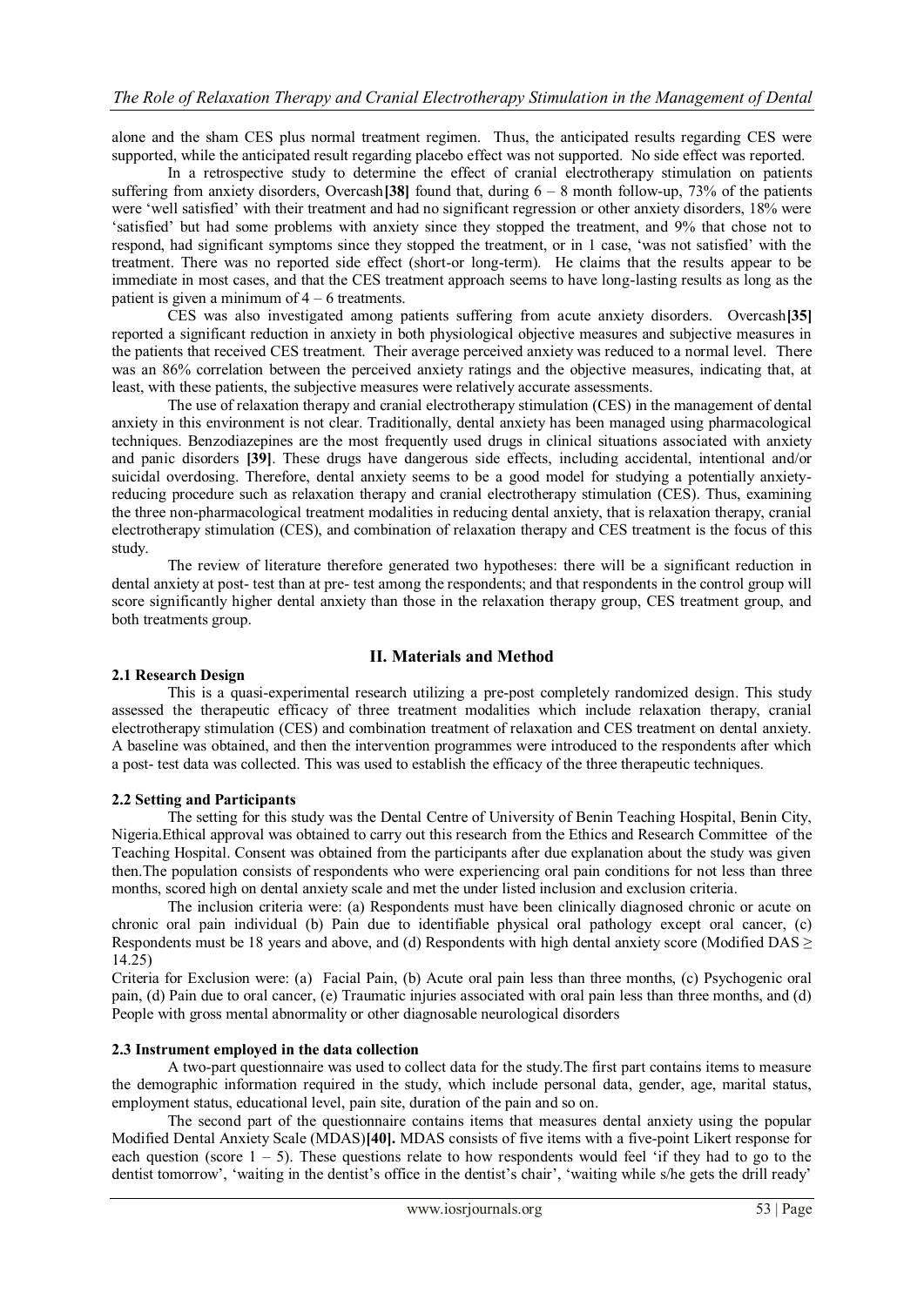alone and the sham CES plus normal treatment regimen. Thus, the anticipated results regarding CES were supported, while the anticipated result regarding placebo effect was not supported. No side effect was reported.

In a retrospective study to determine the effect of cranial electrotherapy stimulation on patients suffering from anxiety disorders, Overcash**[38]** found that, during 6 – 8 month follow-up, 73% of the patients were 'well satisfied' with their treatment and had no significant regression or other anxiety disorders, 18% were 'satisfied' but had some problems with anxiety since they stopped the treatment, and 9% that chose not to respond, had significant symptoms since they stopped the treatment, or in 1 case, 'was not satisfied' with the treatment. There was no reported side effect (short-or long-term). He claims that the results appear to be immediate in most cases, and that the CES treatment approach seems to have long-lasting results as long as the patient is given a minimum of 4 – 6 treatments.

CES was also investigated among patients suffering from acute anxiety disorders. Overcash**[35]** reported a significant reduction in anxiety in both physiological objective measures and subjective measures in the patients that received CES treatment. Their average perceived anxiety was reduced to a normal level. There was an 86% correlation between the perceived anxiety ratings and the objective measures, indicating that, at least, with these patients, the subjective measures were relatively accurate assessments.

The use of relaxation therapy and cranial electrotherapy stimulation (CES) in the management of dental anxiety in this environment is not clear. Traditionally, dental anxiety has been managed using pharmacological techniques. Benzodiazepines are the most frequently used drugs in clinical situations associated with anxiety and panic disorders **[39]**. These drugs have dangerous side effects, including accidental, intentional and/or suicidal overdosing. Therefore, dental anxiety seems to be a good model for studying a potentially anxiety-reducing procedure such as relaxation therapy and cranial electrotherapy stimulation (CES). Thus, examining the three non-pharmacological treatment modalities in reducing dental anxiety, that is relaxation therapy, cranial electrotherapy stimulation (CES), and combination of relaxation therapy and CES treatment is the focus of this study.

The review of literature therefore generated two hypotheses: there will be a significant reduction in dental anxiety at post- test than at pre- test among the respondents; and that respondents in the control group will score significantly higher dental anxiety than those in the relaxation therapy group, CES treatment group, and both treatments group.

## II. Materials and Method

### 2.1 Research Design

This is a quasi-experimental research utilizing a pre-post completely randomized design. This study assessed the therapeutic efficacy of three treatment modalities which include relaxation therapy, cranial electrotherapy stimulation (CES) and combination treatment of relaxation and CES treatment on dental anxiety. A baseline was obtained, and then the intervention programmes were introduced to the respondents after which a post- test data was collected. This was used to establish the efficacy of the three therapeutic techniques.

### 2.2 Setting and Participants

The setting for this study was the Dental Centre of University of Benin Teaching Hospital, Benin City, Nigeria.Ethical approval was obtained to carry out this research from the Ethics and Research Committee of the Teaching Hospital. Consent was obtained from the participants after due explanation about the study was given then.The population consists of respondents who were experiencing oral pain conditions for not less than three months, scored high on dental anxiety scale and met the under listed inclusion and exclusion criteria.

The inclusion criteria were: (a) Respondents must have been clinically diagnosed chronic or acute on chronic oral pain individual (b) Pain due to identifiable physical oral pathology except oral cancer, (c) Respondents must be 18 years and above, and (d) Respondents with high dental anxiety score (Modified DAS $\geq$ 14.25)

Criteria for Exclusion were: (a) Facial Pain, (b) Acute oral pain less than three months, (c) Psychogenic oral pain, (d) Pain due to oral cancer, (e) Traumatic injuries associated with oral pain less than three months, and (d) People with gross mental abnormality or other diagnosable neurological disorders

### 2.3 Instrument employed in the data collection

A two-part questionnaire was used to collect data for the study.The first part contains items to measure the demographic information required in the study, which include personal data, gender, age, marital status, employment status, educational level, pain site, duration of the pain and so on.

The second part of the questionnaire contains items that measures dental anxiety using the popular Modified Dental Anxiety Scale (MDAS)**[40].** MDAS consists of five items with a five-point Likert response for each question (score 1 – 5). These questions relate to how respondents would feel 'if they had to go to the dentist tomorrow', 'waiting in the dentist's office in the dentist's chair', 'waiting while s/he gets the drill ready'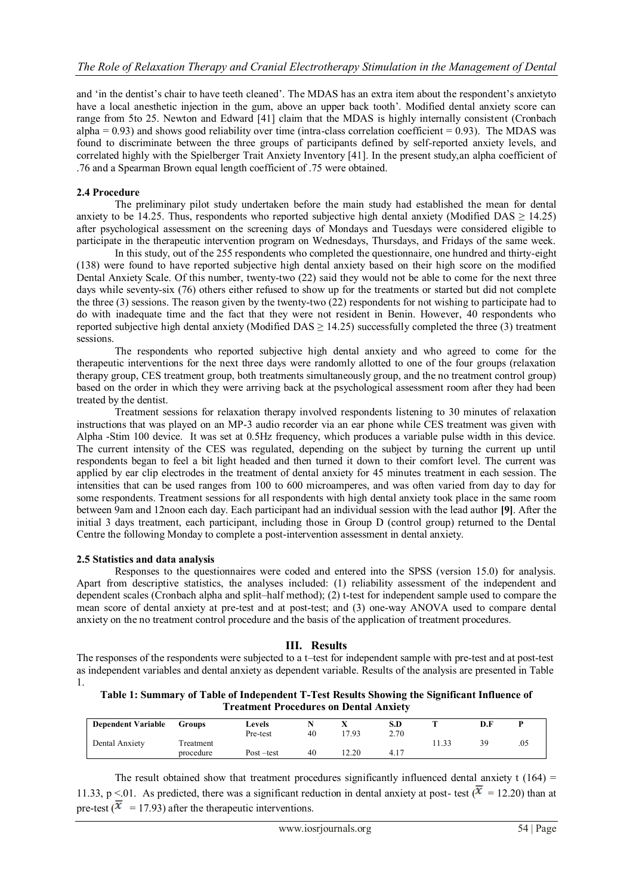and 'in the dentist's chair to have teeth cleaned'. The MDAS has an extra item about the respondent's anxietyto have a local anesthetic injection in the gum, above an upper back tooth'. Modified dental anxiety score can range from 5to 25. Newton and Edward [41] claim that the MDAS is highly internally consistent (Cronbach alpha = 0.93) and shows good reliability over time (intra-class correlation coefficient = 0.93). The MDAS was found to discriminate between the three groups of participants defined by self-reported anxiety levels, and correlated highly with the Spielberger Trait Anxiety Inventory [41]. In the present study,an alpha coefficient of .76 and a Spearman Brown equal length coefficient of .75 were obtained.

### 2.4 Procedure

The preliminary pilot study undertaken before the main study had established the mean for dental anxiety to be 14.25. Thus, respondents who reported subjective high dental anxiety (Modified DAS ≥ 14.25) after psychological assessment on the screening days of Mondays and Tuesdays were considered eligible to participate in the therapeutic intervention program on Wednesdays, Thursdays, and Fridays of the same week.

In this study, out of the 255 respondents who completed the questionnaire, one hundred and thirty-eight (138) were found to have reported subjective high dental anxiety based on their high score on the modified Dental Anxiety Scale. Of this number, twenty-two (22) said they would not be able to come for the next three days while seventy-six (76) others either refused to show up for the treatments or started but did not complete the three (3) sessions. The reason given by the twenty-two (22) respondents for not wishing to participate had to do with inadequate time and the fact that they were not resident in Benin. However, 40 respondents who reported subjective high dental anxiety (Modified DAS ≥ 14.25) successfully completed the three (3) treatment sessions.

The respondents who reported subjective high dental anxiety and who agreed to come for the therapeutic interventions for the next three days were randomly allotted to one of the four groups (relaxation therapy group, CES treatment group, both treatments simultaneously group, and the no treatment control group) based on the order in which they were arriving back at the psychological assessment room after they had been treated by the dentist.

Treatment sessions for relaxation therapy involved respondents listening to 30 minutes of relaxation instructions that was played on an MP-3 audio recorder via an ear phone while CES treatment was given with Alpha -Stim 100 device. It was set at 0.5Hz frequency, which produces a variable pulse width in this device. The current intensity of the CES was regulated, depending on the subject by turning the current up until respondents began to feel a bit light headed and then turned it down to their comfort level. The current was applied by ear clip electrodes in the treatment of dental anxiety for 45 minutes treatment in each session. The intensities that can be used ranges from 100 to 600 microamperes, and was often varied from day to day for some respondents. Treatment sessions for all respondents with high dental anxiety took place in the same room between 9am and 12noon each day. Each participant had an individual session with the lead author **[9]**. After the initial 3 days treatment, each participant, including those in Group D (control group) returned to the Dental Centre the following Monday to complete a post-intervention assessment in dental anxiety.

### 2.5 Statistics and data analysis

Responses to the questionnaires were coded and entered into the SPSS (version 15.0) for analysis. Apart from descriptive statistics, the analyses included: (1) reliability assessment of the independent and dependent scales (Cronbach alpha and split–half method); (2) t-test for independent sample used to compare the mean score of dental anxiety at pre-test and at post-test; and (3) one-way ANOVA used to compare dental anxiety on the no treatment control procedure and the basis of the application of treatment procedures.

## III. Results

The responses of the respondents were subjected to a t–test for independent sample with pre-test and at post-test as independent variables and dental anxiety as dependent variable. Results of the analysis are presented in Table 1.

**Table 1: Summary of Table of Independent T-Test Results Showing the Significant Influence of Treatment Procedures on Dental Anxiety**

| Dependent Variable | Groups | Levels | N | X | S.D | T | D.F | P |
|---|---|---|---|---|---|---|---|---|
| Dental Anxiety | Treatment procedure | Pre-test | 40 | 17.93 | 2.70 | 11.33 | 39 | .05 |
| | | Post –test | 40 | 12.20 | 4.17 | | | |

The result obtained show that treatment procedures significantly influenced dental anxiety t (164) = 11.33, p <.01. As predicted, there was a significant reduction in dental anxiety at post- test ($\overline{x}$ = 12.20) than at pre-test ($\overline{x}$ = 17.93) after the therapeutic interventions.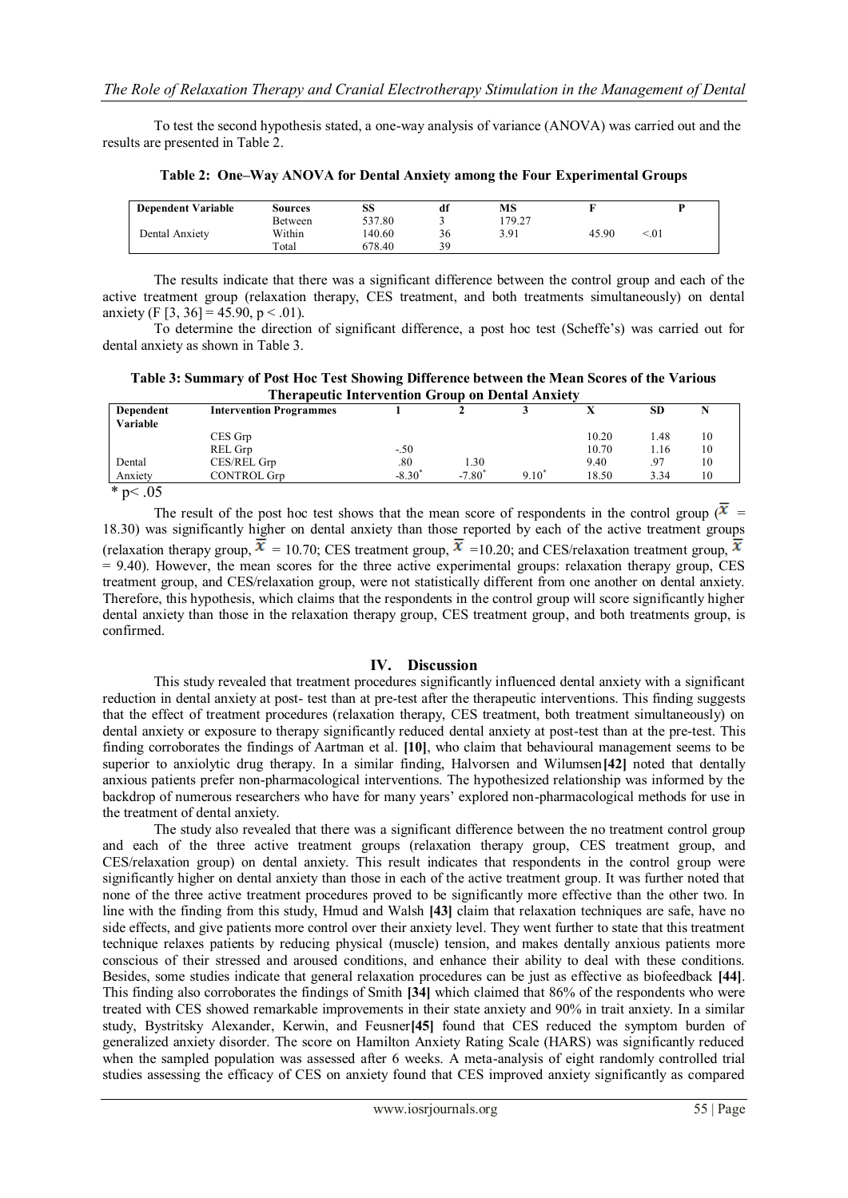To test the second hypothesis stated, a one-way analysis of variance (ANOVA) was carried out and the results are presented in Table 2.

**Table 2: One–Way ANOVA for Dental Anxiety among the Four Experimental Groups**

| Dependent Variable | Sources | SS | df | MS | F | P |
|---|---|---|---|---|---|---|
| | Between | 537.80 | 3 | 179.27 | | |
| Dental Anxiety | Within | 140.60 | 36 | 3.91 | 45.90 | <.01 |
| | Total | 678.40 | 39 | | | |

The results indicate that there was a significant difference between the control group and each of the active treatment group (relaxation therapy, CES treatment, and both treatments simultaneously) on dental anxiety ($F [3, 36] = 45.90$, $p < .01$).

To determine the direction of significant difference, a post hoc test (Scheffe's) was carried out for dental anxiety as shown in Table 3.

**Table 3: Summary of Post Hoc Test Showing Difference between the Mean Scores of the Various Therapeutic Intervention Group on Dental Anxiety**

| Dependent Variable | Intervention Programmes | 1 | 2 | 3 | X | SD | N |
|---|---|---|---|---|---|---|---|
| | CES Grp | | | | 10.20 | 1.48 | 10 |
| | REL Grp | -.50 | | | 10.70 | 1.16 | 10 |
| Dental | CES/REL Grp | .80 | 1.30 | | 9.40 | .97 | 10 |
| Anxiety | CONTROL Grp | -8.30* | -7.80* | 9.10* | 18.50 | 3.34 | 10 |

* $p < .05$

The result of the post hoc test shows that the mean score of respondents in the control group ($\bar{x}$ = 18.30) was significantly higher on dental anxiety than those reported by each of the active treatment groups (relaxation therapy group, $\bar{x}$ = 10.70; CES treatment group, $\bar{x}$ =10.20; and CES/relaxation treatment group, $\bar{x}$ = 9.40). However, the mean scores for the three active experimental groups: relaxation therapy group, CES treatment group, and CES/relaxation group, were not statistically different from one another on dental anxiety. Therefore, this hypothesis, which claims that the respondents in the control group will score significantly higher dental anxiety than those in the relaxation therapy group, CES treatment group, and both treatments group, is confirmed.

## IV. Discussion

This study revealed that treatment procedures significantly influenced dental anxiety with a significant reduction in dental anxiety at post- test than at pre-test after the therapeutic interventions. This finding suggests that the effect of treatment procedures (relaxation therapy, CES treatment, both treatment simultaneously) on dental anxiety or exposure to therapy significantly reduced dental anxiety at post-test than at the pre-test. This finding corroborates the findings of Aartman et al. **[10]**, who claim that behavioural management seems to be superior to anxiolytic drug therapy. In a similar finding, Halvorsen and Wilumsen**[42]** noted that dentally anxious patients prefer non-pharmacological interventions. The hypothesized relationship was informed by the backdrop of numerous researchers who have for many years' explored non-pharmacological methods for use in the treatment of dental anxiety.

The study also revealed that there was a significant difference between the no treatment control group and each of the three active treatment groups (relaxation therapy group, CES treatment group, and CES/relaxation group) on dental anxiety. This result indicates that respondents in the control group were significantly higher on dental anxiety than those in each of the active treatment group. It was further noted that none of the three active treatment procedures proved to be significantly more effective than the other two. In line with the finding from this study, Hmud and Walsh **[43]** claim that relaxation techniques are safe, have no side effects, and give patients more control over their anxiety level. They went further to state that this treatment technique relaxes patients by reducing physical (muscle) tension, and makes dentally anxious patients more conscious of their stressed and aroused conditions, and enhance their ability to deal with these conditions. Besides, some studies indicate that general relaxation procedures can be just as effective as biofeedback **[44]**. This finding also corroborates the findings of Smith **[34]** which claimed that 86% of the respondents who were treated with CES showed remarkable improvements in their state anxiety and 90% in trait anxiety. In a similar study, Bystritsky Alexander, Kerwin, and Feusner**[45]** found that CES reduced the symptom burden of generalized anxiety disorder. The score on Hamilton Anxiety Rating Scale (HARS) was significantly reduced when the sampled population was assessed after 6 weeks. A meta-analysis of eight randomly controlled trial studies assessing the efficacy of CES on anxiety found that CES improved anxiety significantly as compared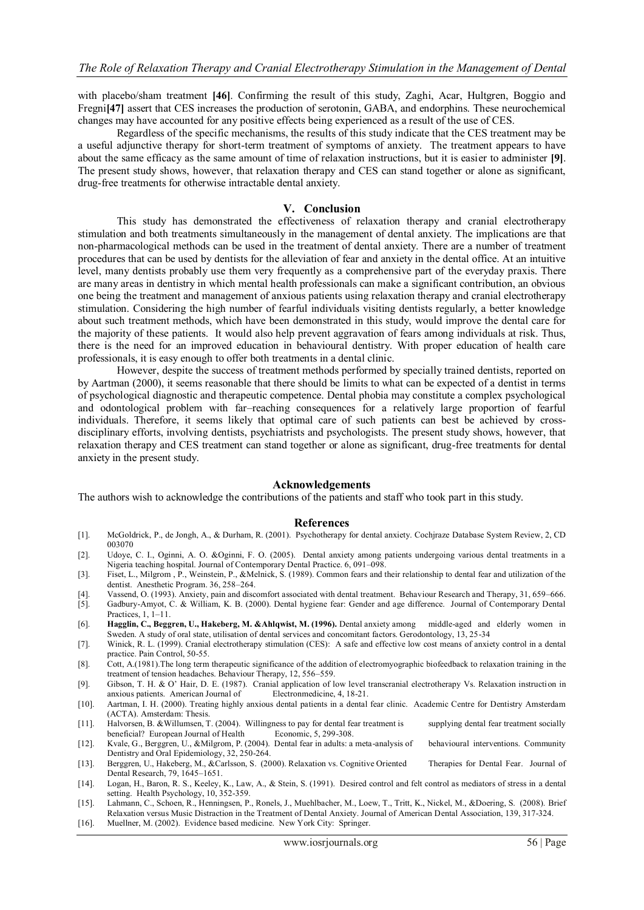with placebo/sham treatment **[46]**. Confirming the result of this study, Zaghi, Acar, Hultgren, Boggio and Fregni**[47]** assert that CES increases the production of serotonin, GABA, and endorphins. These neurochemical changes may have accounted for any positive effects being experienced as a result of the use of CES.

Regardless of the specific mechanisms, the results of this study indicate that the CES treatment may be a useful adjunctive therapy for short-term treatment of symptoms of anxiety. The treatment appears to have about the same efficacy as the same amount of time of relaxation instructions, but it is easier to administer **[9]**. The present study shows, however, that relaxation therapy and CES can stand together or alone as significant, drug-free treatments for otherwise intractable dental anxiety.

## V. Conclusion

This study has demonstrated the effectiveness of relaxation therapy and cranial electrotherapy stimulation and both treatments simultaneously in the management of dental anxiety. The implications are that non-pharmacological methods can be used in the treatment of dental anxiety. There are a number of treatment procedures that can be used by dentists for the alleviation of fear and anxiety in the dental office. At an intuitive level, many dentists probably use them very frequently as a comprehensive part of the everyday praxis. There are many areas in dentistry in which mental health professionals can make a significant contribution, an obvious one being the treatment and management of anxious patients using relaxation therapy and cranial electrotherapy stimulation. Considering the high number of fearful individuals visiting dentists regularly, a better knowledge about such treatment methods, which have been demonstrated in this study, would improve the dental care for the majority of these patients. It would also help prevent aggravation of fears among individuals at risk. Thus, there is the need for an improved education in behavioural dentistry. With proper education of health care professionals, it is easy enough to offer both treatments in a dental clinic.

However, despite the success of treatment methods performed by specially trained dentists, reported on by Aartman (2000), it seems reasonable that there should be limits to what can be expected of a dentist in terms of psychological diagnostic and therapeutic competence. Dental phobia may constitute a complex psychological and odontological problem with far–reaching consequences for a relatively large proportion of fearful individuals. Therefore, it seems likely that optimal care of such patients can best be achieved by cross-disciplinary efforts, involving dentists, psychiatrists and psychologists. The present study shows, however, that relaxation therapy and CES treatment can stand together or alone as significant, drug-free treatments for dental anxiety in the present study.

## Acknowledgements

The authors wish to acknowledge the contributions of the patients and staff who took part in this study.

## References

[1]. McGoldrick, P., de Jongh, A., & Durham, R. (2001). Psychotherapy for dental anxiety. Cochjraze Database System Review, 2, CD 003070

[2]. Udoye, C. I., Oginni, A. O. &Oginni, F. O. (2005). Dental anxiety among patients undergoing various dental treatments in a Nigeria teaching hospital. Journal of Contemporary Dental Practice. 6, 091–098.

[3]. Fiset, L., Milgrom , P., Weinstein, P., &Melnick, S. (1989). Common fears and their relationship to dental fear and utilization of the dentist. Anesthetic Program. 36, 258–264.

[4]. Vassend, O. (1993). Anxiety, pain and discomfort associated with dental treatment. Behaviour Research and Therapy, 31, 659–666.

[5]. Gadbury-Amyot, C. & William, K. B. (2000). Dental hygiene fear: Gender and age difference. Journal of Contemporary Dental Practices, 1, 1–11.

[6]. **Hagglin, C., Beggren, U., Hakeberg, M. &Ahlqwist, M. (1996).** Dental anxiety among middle-aged and elderly women in Sweden. A study of oral state, utilisation of dental services and concomitant factors. Gerodontology, 13, 25-34

[7]. Winick, R. L. (1999). Cranial electrotherapy stimulation (CES): A safe and effective low cost means of anxiety control in a dental practice. Pain Control, 50-55.

[8]. Cott, A.(1981).The long term therapeutic significance of the addition of electromyographic biofeedback to relaxation training in the treatment of tension headaches. Behaviour Therapy, 12, 556–559.

[9]. Gibson, T. H. & O' Hair, D. E. (1987). Cranial application of low level transcranial electrotherapy Vs. Relaxation instruction in anxious patients. American Journal of Electronmedicine, 4, 18-21.

[10]. Aartman, I. H. (2000). Treating highly anxious dental patients in a dental fear clinic. Academic Centre for Dentistry Amsterdam (ACTA). Amsterdam: Thesis.

[11]. Halvorsen, B. &Willumsen, T. (2004). Willingness to pay for dental fear treatment is supplying dental fear treatment socially beneficial? European Journal of Health Economic, 5, 299-308.

[12]. Kvale, G., Berggren, U., &Milgrom, P. (2004). Dental fear in adults: a meta-analysis of behavioural interventions. Community Dentistry and Oral Epidemiology, 32, 250-264.

[13]. Berggren, U., Hakeberg, M., &Carlsson, S. (2000). Relaxation vs. Cognitive Oriented Therapies for Dental Fear. Journal of Dental Research, 79, 1645–1651.

[14]. Logan, H., Baron, R. S., Keeley, K., Law, A., & Stein, S. (1991). Desired control and felt control as mediators of stress in a dental setting. Health Psychology, 10, 352-359.

[15]. Lahmann, C., Schoen, R., Henningsen, P., Ronels, J., Muehlbacher, M., Loew, T., Tritt, K., Nickel, M., &Doering, S. (2008). Brief Relaxation versus Music Distraction in the Treatment of Dental Anxiety. Journal of American Dental Association, 139, 317-324.

[16]. Muellner, M. (2002). Evidence based medicine. New York City: Springer.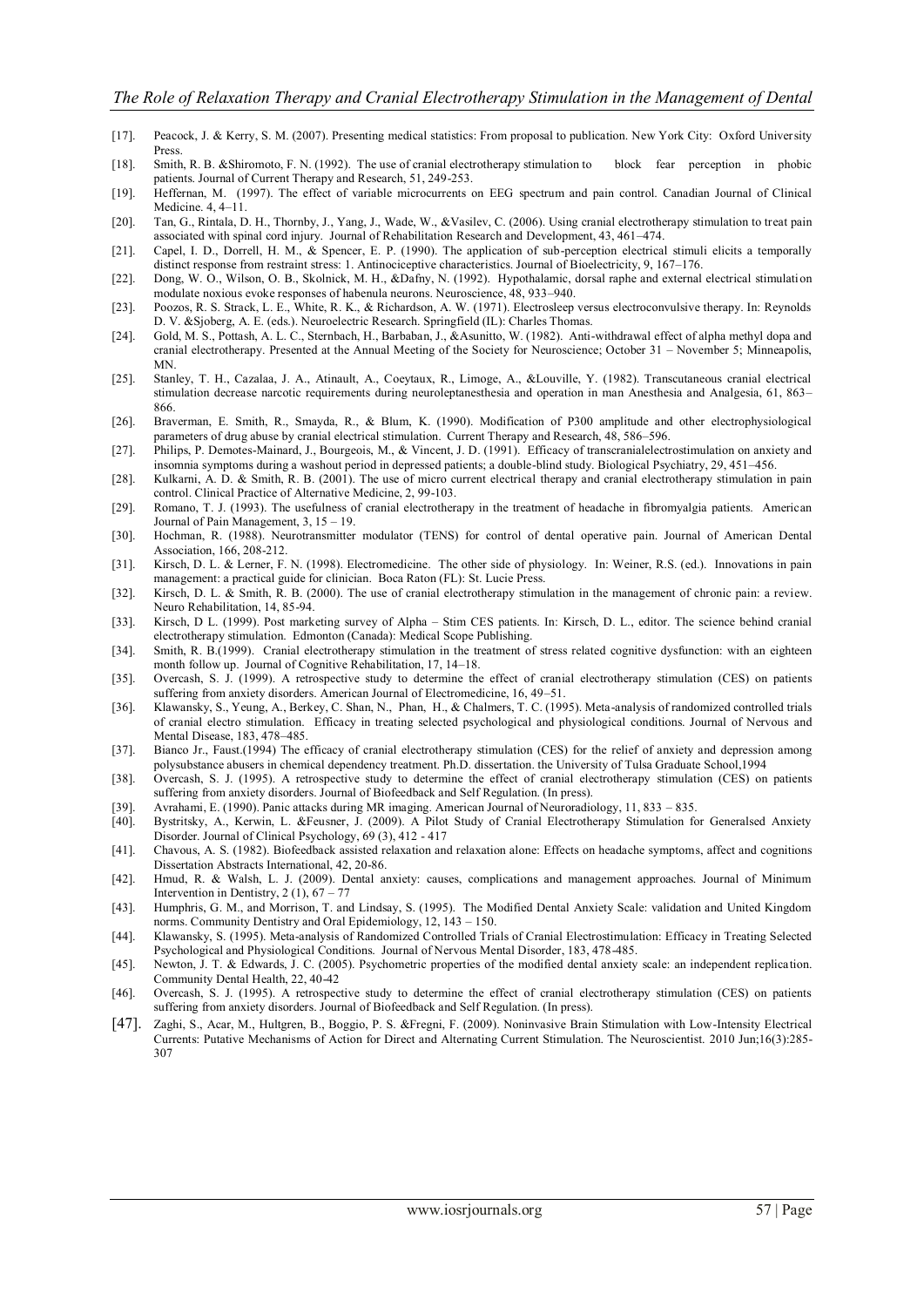[17]. Peacock, J. & Kerry, S. M. (2007). Presenting medical statistics: From proposal to publication. New York City: Oxford University Press.

[18]. Smith, R. B. &Shiromoto, F. N. (1992). The use of cranial electrotherapy stimulation to block fear perception in phobic patients. Journal of Current Therapy and Research, 51, 249-253.

[19]. Heffernan, M. (1997). The effect of variable microcurrents on EEG spectrum and pain control. Canadian Journal of Clinical Medicine. 4, 4–11.

[20]. Tan, G., Rintala, D. H., Thornby, J., Yang, J., Wade, W., &Vasilev, C. (2006). Using cranial electrotherapy stimulation to treat pain associated with spinal cord injury. Journal of Rehabilitation Research and Development, 43, 461–474.

[21]. Capel, I. D., Dorrell, H. M., & Spencer, E. P. (1990). The application of sub-perception electrical stimuli elicits a temporally distinct response from restraint stress: 1. Antinociceptive characteristics. Journal of Bioelectricity, 9, 167–176.

[22]. Dong, W. O., Wilson, O. B., Skolnick, M. H., &Dafny, N. (1992). Hypothalamic, dorsal raphe and external electrical stimulation modulate noxious evoke responses of habenula neurons. Neuroscience, 48, 933–940.

[23]. Poozos, R. S. Strack, L. E., White, R. K., & Richardson, A. W. (1971). Electrosleep versus electroconvulsive therapy. In: Reynolds D. V. &Sjoberg, A. E. (eds.). Neuroelectric Research. Springfield (IL): Charles Thomas.

[24]. Gold, M. S., Pottash, A. L. C., Sternbach, H., Barbaban, J., &Asunitto, W. (1982). Anti-withdrawal effect of alpha methyl dopa and cranial electrotherapy. Presented at the Annual Meeting of the Society for Neuroscience; October 31 – November 5; Minneapolis, MN.

[25]. Stanley, T. H., Cazalaa, J. A., Atinault, A., Coeytaux, R., Limoge, A., &Louville, Y. (1982). Transcutaneous cranial electrical stimulation decrease narcotic requirements during neuroleptanesthesia and operation in man Anesthesia and Analgesia, 61, 863–866.

[26]. Braverman, E. Smith, R., Smayda, R., & Blum, K. (1990). Modification of P300 amplitude and other electrophysiological parameters of drug abuse by cranial electrical stimulation. Current Therapy and Research, 48, 586–596.

[27]. Philips, P. Demotes-Mainard, J., Bourgeois, M., & Vincent, J. D. (1991). Efficacy of transcranialelectrostimulation on anxiety and insomnia symptoms during a washout period in depressed patients; a double-blind study. Biological Psychiatry, 29, 451–456.

[28]. Kulkarni, A. D. & Smith, R. B. (2001). The use of micro current electrical therapy and cranial electrotherapy stimulation in pain control. Clinical Practice of Alternative Medicine, 2, 99-103.

[29]. Romano, T. J. (1993). The usefulness of cranial electrotherapy in the treatment of headache in fibromyalgia patients. American Journal of Pain Management, 3, 15 – 19.

[30]. Hochman, R. (1988). Neurotransmitter modulator (TENS) for control of dental operative pain. Journal of American Dental Association, 166, 208-212.

[31]. Kirsch, D. L. & Lerner, F. N. (1998). Electromedicine. The other side of physiology. In: Weiner, R.S. (ed.). Innovations in pain management: a practical guide for clinician. Boca Raton (FL): St. Lucie Press.

[32]. Kirsch, D. L. & Smith, R. B. (2000). The use of cranial electrotherapy stimulation in the management of chronic pain: a review. Neuro Rehabilitation, 14, 85-94.

[33]. Kirsch, D L. (1999). Post marketing survey of Alpha – Stim CES patients. In: Kirsch, D. L., editor. The science behind cranial electrotherapy stimulation. Edmonton (Canada): Medical Scope Publishing.

[34]. Smith, R. B.(1999). Cranial electrotherapy stimulation in the treatment of stress related cognitive dysfunction: with an eighteen month follow up. Journal of Cognitive Rehabilitation, 17, 14–18.

[35]. Overcash, S. J. (1999). A retrospective study to determine the effect of cranial electrotherapy stimulation (CES) on patients suffering from anxiety disorders. American Journal of Electromedicine, 16, 49–51.

[36]. Klawansky, S., Yeung, A., Berkey, C. Shan, N., Phan, H., & Chalmers, T. C. (1995). Meta-analysis of randomized controlled trials of cranial electro stimulation. Efficacy in treating selected psychological and physiological conditions. Journal of Nervous and Mental Disease, 183, 478–485.

[37]. Bianco Jr., Faust.(1994) The efficacy of cranial electrotherapy stimulation (CES) for the relief of anxiety and depression among polysubstance abusers in chemical dependency treatment. Ph.D. dissertation. the University of Tulsa Graduate School,1994

[38]. Overcash, S. J. (1995). A retrospective study to determine the effect of cranial electrotherapy stimulation (CES) on patients suffering from anxiety disorders. Journal of Biofeedback and Self Regulation. (In press).

[39]. Avrahami, E. (1990). Panic attacks during MR imaging. American Journal of Neuroradiology, 11, 833 – 835.

[40]. Bystritsky, A., Kerwin, L. &Feusner, J. (2009). A Pilot Study of Cranial Electrotherapy Stimulation for Generalsed Anxiety Disorder. Journal of Clinical Psychology, 69 (3), 412 - 417

[41]. Chavous, A. S. (1982). Biofeedback assisted relaxation and relaxation alone: Effects on headache symptoms, affect and cognitions Dissertation Abstracts International, 42, 20-86.

[42]. Hmud, R. & Walsh, L. J. (2009). Dental anxiety: causes, complications and management approaches. Journal of Minimum Intervention in Dentistry, 2 (1), 67 – 77

[43]. Humphris, G. M., and Morrison, T. and Lindsay, S. (1995). The Modified Dental Anxiety Scale: validation and United Kingdom norms. Community Dentistry and Oral Epidemiology, 12, 143 – 150.

[44]. Klawansky, S. (1995). Meta-analysis of Randomized Controlled Trials of Cranial Electrostimulation: Efficacy in Treating Selected Psychological and Physiological Conditions. Journal of Nervous Mental Disorder, 183, 478-485.

[45]. Newton, J. T. & Edwards, J. C. (2005). Psychometric properties of the modified dental anxiety scale: an independent replication. Community Dental Health, 22, 40-42

[46]. Overcash, S. J. (1995). A retrospective study to determine the effect of cranial electrotherapy stimulation (CES) on patients suffering from anxiety disorders. Journal of Biofeedback and Self Regulation. (In press).

[47]. Zaghi, S., Acar, M., Hultgren, B., Boggio, P. S. &Fregni, F. (2009). Noninvasive Brain Stimulation with Low-Intensity Electrical Currents: Putative Mechanisms of Action for Direct and Alternating Current Stimulation. The Neuroscientist. 2010 Jun;16(3):285-307